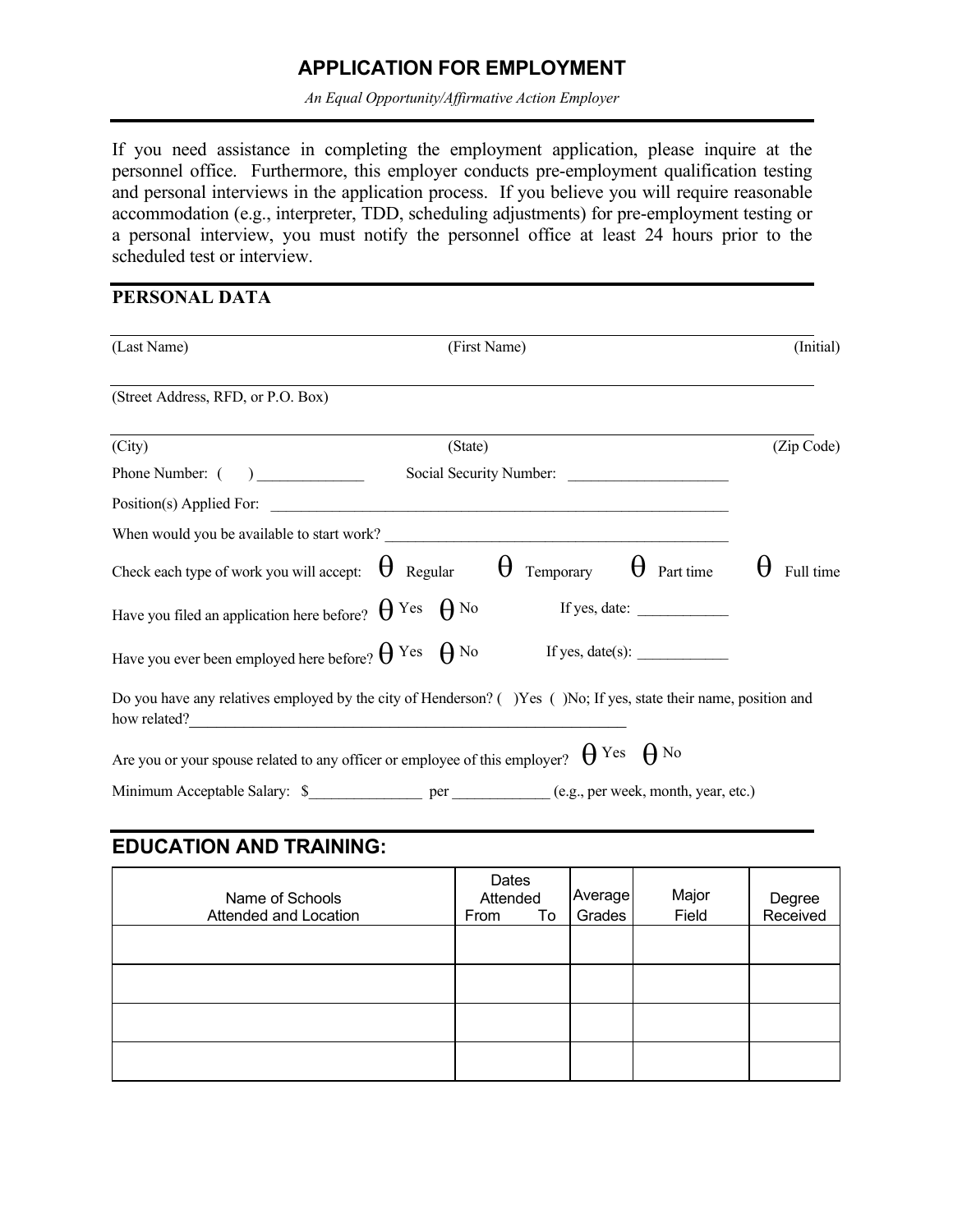# APPLICATION FOR EMPLOYMENT

*An Equal Opportunity/Affirmative Action Employer*

If you need assistance in completing the employment application, please inquire at the personnel office. Furthermore, this employer conducts pre-employment qualification testing and personal interviews in the application process. If you believe you will require reasonable accommodation (e.g., interpreter, TDD, scheduling adjustments) for pre-employment testing or a personal interview, you must notify the personnel office at least 24 hours prior to the scheduled test or interview.

## PERSONAL DATA

(Last Name) (First Name) (Initial)

(Street Address, RFD, or P.O. Box)

(City) (State) (Zip Code)

Phone Number: ( ) ______________ Social Security Number: ____________________

Position(s) Applied For: ______________________________________________________________

When would you be available to start work? ____________________________________________

Check each type of work you will accept: θ Regular θ Temporary θ Part time θ Full time

Have you filed an application here before? θ Yes θ No If yes, date: ____________

Have you ever been employed here before? θ Yes θ No If yes, date(s): ____________

Do you have any relatives employed by the city of Henderson? ( )Yes ( )No; If yes, state their name, position and how related?____________________________________________________________

Are you or your spouse related to any officer or employee of this employer? θ Yes θ No

Minimum Acceptable Salary: $_______________ per _____________ (e.g., per week, month, year, etc.)

## EDUCATION AND TRAINING:

| Name of Schools Attended and Location | Dates Attended From To | Average Grades | Major Field | Degree Received |
|---|---|---|---|---|
| | | | | |
| | | | | |
| | | | | |
| | | | | |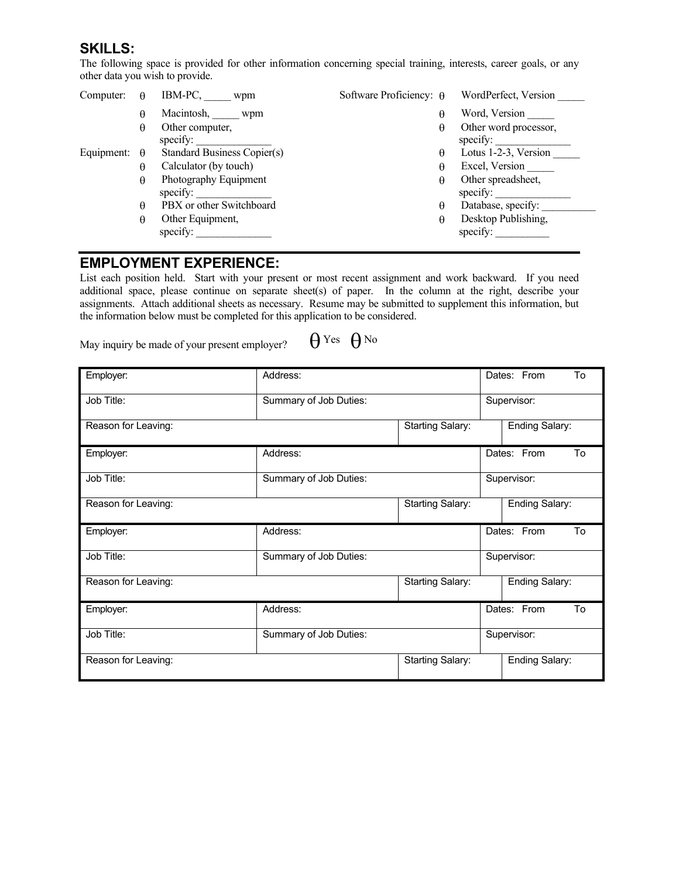## SKILLS:

The following space is provided for other information concerning special training, interests, career goals, or any other data you wish to provide.

Computer:
- θ IBM-PC, _____ wpm
- θ Macintosh, _____ wpm
- θ Other computer, specify: ______________

Equipment:
- θ Standard Business Copier(s)
- θ Calculator (by touch)
- θ Photography Equipment specify: ______________
- θ PBX or other Switchboard
- θ Other Equipment, specify: ______________

Software Proficiency:
- θ WordPerfect, Version _____
- θ Word, Version _____
- θ Other word processor, specify: ______________
- θ Lotus 1-2-3, Version _____
- θ Excel, Version _____
- θ Other spreadsheet, specify: ______________
- θ Database, specify: __________
- θ Desktop Publishing, specify: __________

## EMPLOYMENT EXPERIENCE:

List each position held. Start with your present or most recent assignment and work backward. If you need additional space, please continue on separate sheet(s) of paper. In the column at the right, describe your assignments. Attach additional sheets as necessary. Resume may be submitted to supplement this information, but the information below must be completed for this application to be considered.

May inquiry be made of your present employer? θ Yes θ No

| Employer: | Address: | | Dates: From To |
|---|---|---|---|
| Job Title: | Summary of Job Duties: | | Supervisor: |
| Reason for Leaving: | | Starting Salary: | Ending Salary: |
| Employer: | Address: | | Dates: From To |
| Job Title: | Summary of Job Duties: | | Supervisor: |
| Reason for Leaving: | | Starting Salary: | Ending Salary: |
| Employer: | Address: | | Dates: From To |
| Job Title: | Summary of Job Duties: | | Supervisor: |
| Reason for Leaving: | | Starting Salary: | Ending Salary: |
| Employer: | Address: | | Dates: From To |
| Job Title: | Summary of Job Duties: | | Supervisor: |
| Reason for Leaving: | | Starting Salary: | Ending Salary: |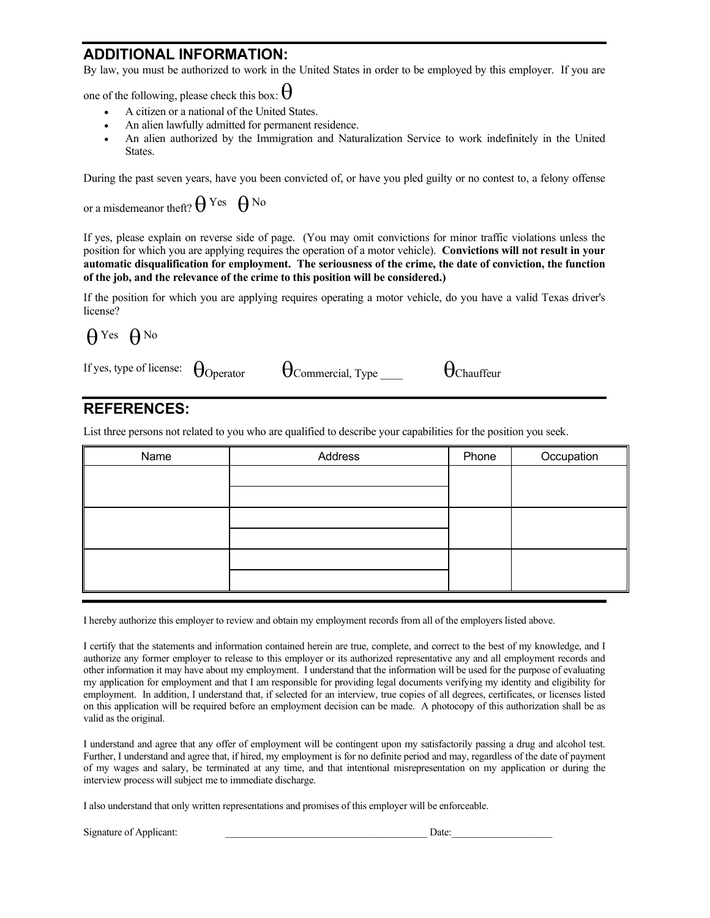## ADDITIONAL INFORMATION:

By law, you must be authorized to work in the United States in order to be employed by this employer. If you are one of the following, please check this box: θ

- A citizen or a national of the United States.
- An alien lawfully admitted for permanent residence.
- An alien authorized by the Immigration and Naturalization Service to work indefinitely in the United States.

During the past seven years, have you been convicted of, or have you pled guilty or no contest to, a felony offense or a misdemeanor theft? θ Yes θ No

If yes, please explain on reverse side of page. (You may omit convictions for minor traffic violations unless the position for which you are applying requires the operation of a motor vehicle). **Convictions will not result in your automatic disqualification for employment. The seriousness of the crime, the date of conviction, the function of the job, and the relevance of the crime to this position will be considered.)**

If the position for which you are applying requires operating a motor vehicle, do you have a valid Texas driver's license?

θ Yes θ No

If yes, type of license: θOperator θCommercial, Type ____ θChauffeur

## REFERENCES:

List three persons not related to you who are qualified to describe your capabilities for the position you seek.

| Name | Address | Phone | Occupation |
|---|---|---|---|
| | | | |
| | | | |
| | | | |

I hereby authorize this employer to review and obtain my employment records from all of the employers listed above.

I certify that the statements and information contained herein are true, complete, and correct to the best of my knowledge, and I authorize any former employer to release to this employer or its authorized representative any and all employment records and other information it may have about my employment. I understand that the information will be used for the purpose of evaluating my application for employment and that I am responsible for providing legal documents verifying my identity and eligibility for employment. In addition, I understand that, if selected for an interview, true copies of all degrees, certificates, or licenses listed on this application will be required before an employment decision can be made. A photocopy of this authorization shall be as valid as the original.

I understand and agree that any offer of employment will be contingent upon my satisfactorily passing a drug and alcohol test. Further, I understand and agree that, if hired, my employment is for no definite period and may, regardless of the date of payment of my wages and salary, be terminated at any time, and that intentional misrepresentation on my application or during the interview process will subject me to immediate discharge.

I also understand that only written representations and promises of this employer will be enforceable.

Signature of Applicant: _______________________________________ Date:___________________